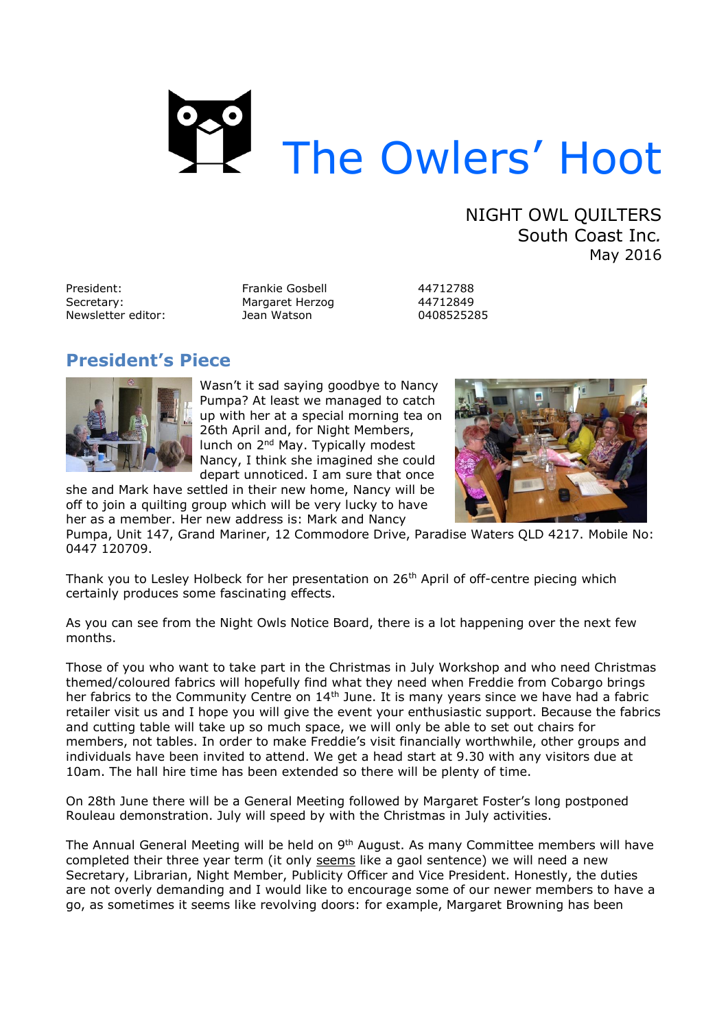# The Owlers' Hoot

NIGHT OWL QUILTERS
South Coast Inc.
May 2016

| | | |
|---|---|---|
| President: | Frankie Gosbell | 44712788 |
| Secretary: | Margaret Herzog | 44712849 |
| Newsletter editor: | Jean Watson | 0408525285 |

## President's Piece

Wasn't it sad saying goodbye to Nancy Pumpa? At least we managed to catch up with her at a special morning tea on 26th April and, for Night Members, lunch on 2nd May. Typically modest Nancy, I think she imagined she could depart unnoticed. I am sure that once she and Mark have settled in their new home, Nancy will be off to join a quilting group which will be very lucky to have her as a member. Her new address is: Mark and Nancy Pumpa, Unit 147, Grand Mariner, 12 Commodore Drive, Paradise Waters QLD 4217. Mobile No: 0447 120709.

Thank you to Lesley Holbeck for her presentation on 26th April of off-centre piecing which certainly produces some fascinating effects.

As you can see from the Night Owls Notice Board, there is a lot happening over the next few months.

Those of you who want to take part in the Christmas in July Workshop and who need Christmas themed/coloured fabrics will hopefully find what they need when Freddie from Cobargo brings her fabrics to the Community Centre on 14th June. It is many years since we have had a fabric retailer visit us and I hope you will give the event your enthusiastic support. Because the fabrics and cutting table will take up so much space, we will only be able to set out chairs for members, not tables. In order to make Freddie's visit financially worthwhile, other groups and individuals have been invited to attend. We get a head start at 9.30 with any visitors due at 10am. The hall hire time has been extended so there will be plenty of time.

On 28th June there will be a General Meeting followed by Margaret Foster's long postponed Rouleau demonstration. July will speed by with the Christmas in July activities.

The Annual General Meeting will be held on 9th August. As many Committee members will have completed their three year term (it only seems like a gaol sentence) we will need a new Secretary, Librarian, Night Member, Publicity Officer and Vice President. Honestly, the duties are not overly demanding and I would like to encourage some of our newer members to have a go, as sometimes it seems like revolving doors: for example, Margaret Browning has been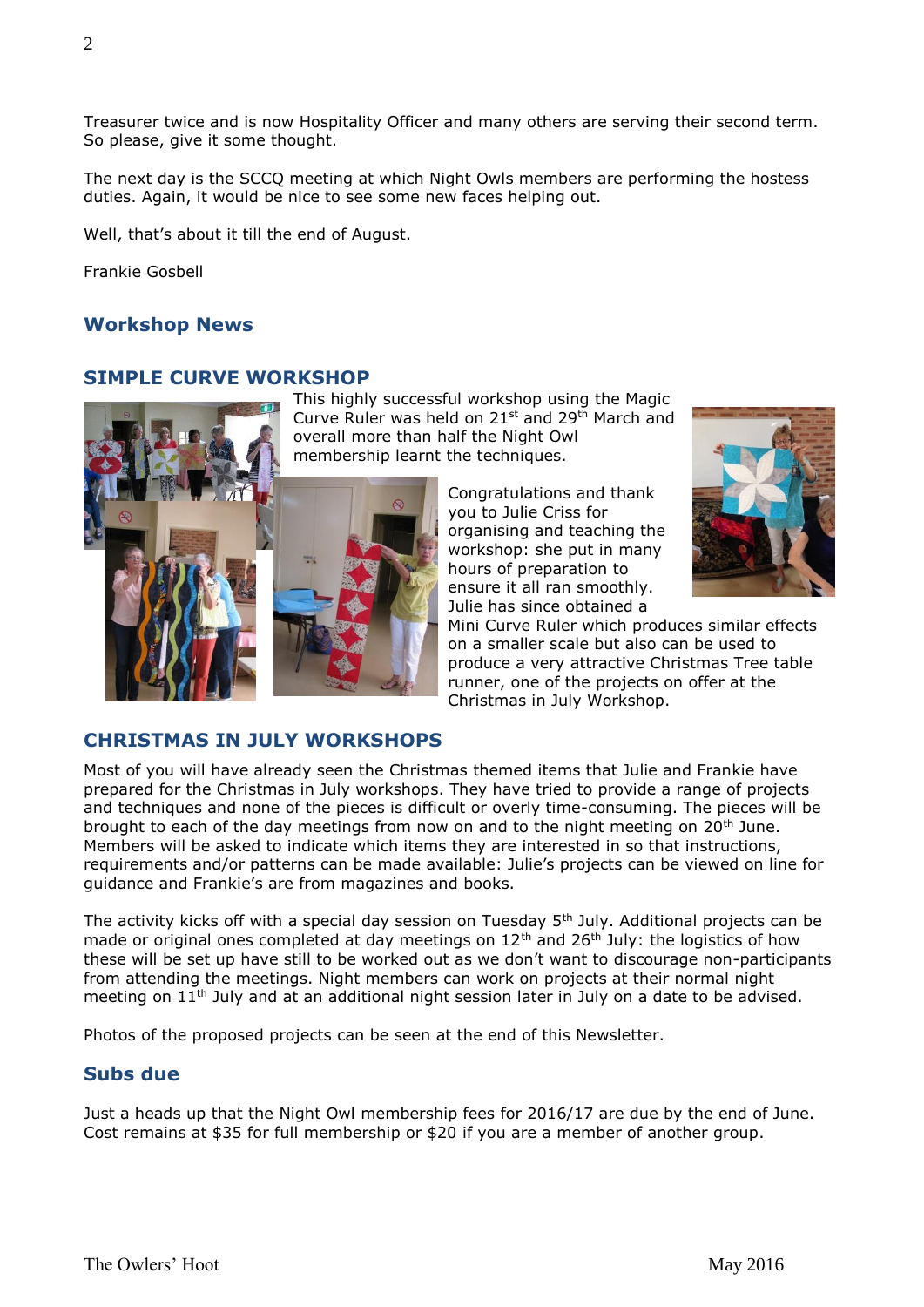Treasurer twice and is now Hospitality Officer and many others are serving their second term. So please, give it some thought.

The next day is the SCCQ meeting at which Night Owls members are performing the hostess duties. Again, it would be nice to see some new faces helping out.

Well, that's about it till the end of August.

Frankie Gosbell

## Workshop News

### SIMPLE CURVE WORKSHOP

This highly successful workshop using the Magic Curve Ruler was held on 21st and 29th March and overall more than half the Night Owl membership learnt the techniques.

Congratulations and thank you to Julie Criss for organising and teaching the workshop: she put in many hours of preparation to ensure it all ran smoothly. Julie has since obtained a Mini Curve Ruler which produces similar effects on a smaller scale but also can be used to produce a very attractive Christmas Tree table runner, one of the projects on offer at the Christmas in July Workshop.

### CHRISTMAS IN JULY WORKSHOPS

Most of you will have already seen the Christmas themed items that Julie and Frankie have prepared for the Christmas in July workshops. They have tried to provide a range of projects and techniques and none of the pieces is difficult or overly time-consuming. The pieces will be brought to each of the day meetings from now on and to the night meeting on 20th June. Members will be asked to indicate which items they are interested in so that instructions, requirements and/or patterns can be made available: Julie's projects can be viewed on line for guidance and Frankie's are from magazines and books.

The activity kicks off with a special day session on Tuesday 5th July. Additional projects can be made or original ones completed at day meetings on 12th and 26th July: the logistics of how these will be set up have still to be worked out as we don't want to discourage non-participants from attending the meetings. Night members can work on projects at their normal night meeting on 11th July and at an additional night session later in July on a date to be advised.

Photos of the proposed projects can be seen at the end of this Newsletter.

## Subs due

Just a heads up that the Night Owl membership fees for 2016/17 are due by the end of June. Cost remains at $35 for full membership or $20 if you are a member of another group.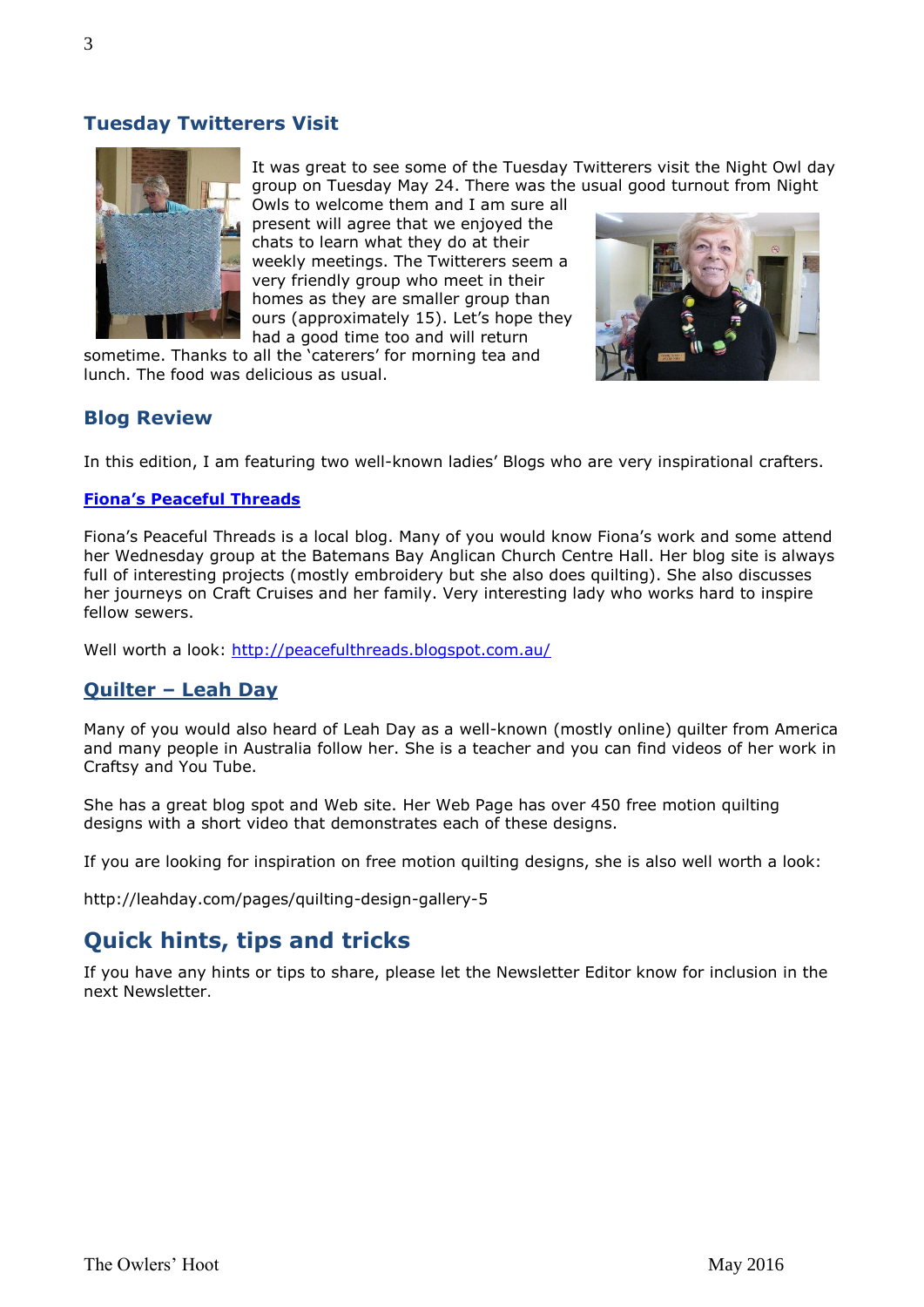## Tuesday Twitterers Visit

It was great to see some of the Tuesday Twitterers visit the Night Owl day group on Tuesday May 24. There was the usual good turnout from Night Owls to welcome them and I am sure all present will agree that we enjoyed the chats to learn what they do at their weekly meetings. The Twitterers seem a very friendly group who meet in their homes as they are smaller group than ours (approximately 15). Let's hope they had a good time too and will return sometime. Thanks to all the 'caterers' for morning tea and lunch. The food was delicious as usual.

## Blog Review

In this edition, I am featuring two well-known ladies' Blogs who are very inspirational crafters.

### Fiona's Peaceful Threads

Fiona's Peaceful Threads is a local blog. Many of you would know Fiona's work and some attend her Wednesday group at the Batemans Bay Anglican Church Centre Hall. Her blog site is always full of interesting projects (mostly embroidery but she also does quilting). She also discusses her journeys on Craft Cruises and her family. Very interesting lady who works hard to inspire fellow sewers.

Well worth a look: http://peacefulthreads.blogspot.com.au/

## Quilter – Leah Day

Many of you would also heard of Leah Day as a well-known (mostly online) quilter from America and many people in Australia follow her. She is a teacher and you can find videos of her work in Craftsy and You Tube.

She has a great blog spot and Web site. Her Web Page has over 450 free motion quilting designs with a short video that demonstrates each of these designs.

If you are looking for inspiration on free motion quilting designs, she is also well worth a look:

http://leahday.com/pages/quilting-design-gallery-5

# Quick hints, tips and tricks

If you have any hints or tips to share, please let the Newsletter Editor know for inclusion in the next Newsletter.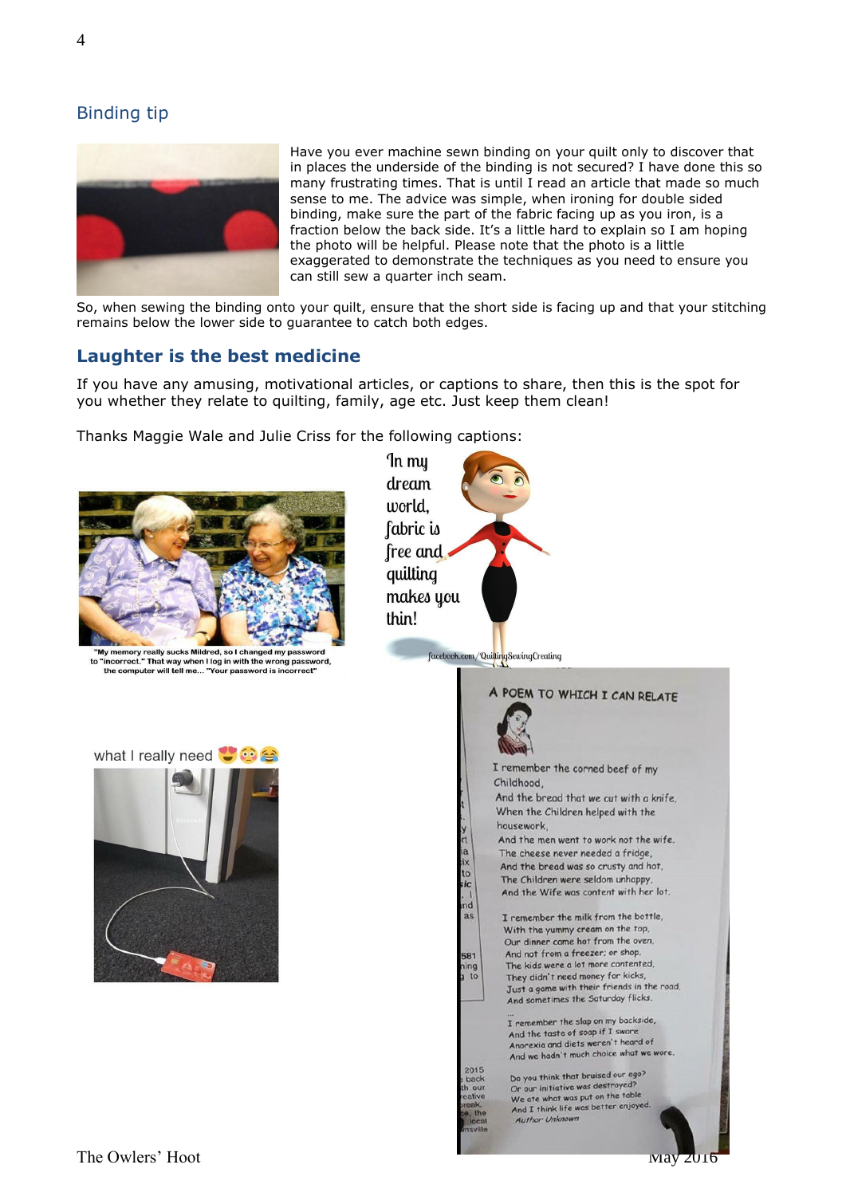## Binding tip

Have you ever machine sewn binding on your quilt only to discover that in places the underside of the binding is not secured? I have done this so many frustrating times. That is until I read an article that made so much sense to me. The advice was simple, when ironing for double sided binding, make sure the part of the fabric facing up as you iron, is a fraction below the back side. It's a little hard to explain so I am hoping the photo will be helpful. Please note that the photo is a little exaggerated to demonstrate the techniques as you need to ensure you can still sew a quarter inch seam.

So, when sewing the binding onto your quilt, ensure that the short side is facing up and that your stitching remains below the lower side to guarantee to catch both edges.

## Laughter is the best medicine

If you have any amusing, motivational articles, or captions to share, then this is the spot for you whether they relate to quilting, family, age etc. Just keep them clean!

Thanks Maggie Wale and Julie Criss for the following captions:

"My memory really sucks Mildred, so I changed my password to "incorrect." That way when I log in with the wrong password, the computer will tell me... "Your password is incorrect"

In my dream world, fabric is free and quilting makes you thin!

facebook.com/QuiltingSewingCreating

what I really need 😍😳😂

**A POEM TO WHICH I CAN RELATE**

I remember the corned beef of my
Childhood,
And the bread that we cut with a knife,
When the Children helped with the
housework,
And the men went to work not the wife.
The cheese never needed a fridge,
And the bread was so crusty and hot,
The Children were seldom unhappy,
And the Wife was content with her lot.

I remember the milk from the bottle,
With the yummy cream on the top,
Our dinner came hot from the oven,
And not from a freezer; or shop.
The kids were a lot more contented,
They didn't need money for kicks,
Just a game with their friends in the road,
And sometimes the Saturday flicks.

I remember the slap on my backside,
And the taste of soap if I swore
Anorexia and diets weren't heard of
And we hadn't much choice what we wore.

Do you think that bruised our ego?
Or our initiative was destroyed?
We ate what was put on the table
And I think life was better enjoyed.

*Author Unknown*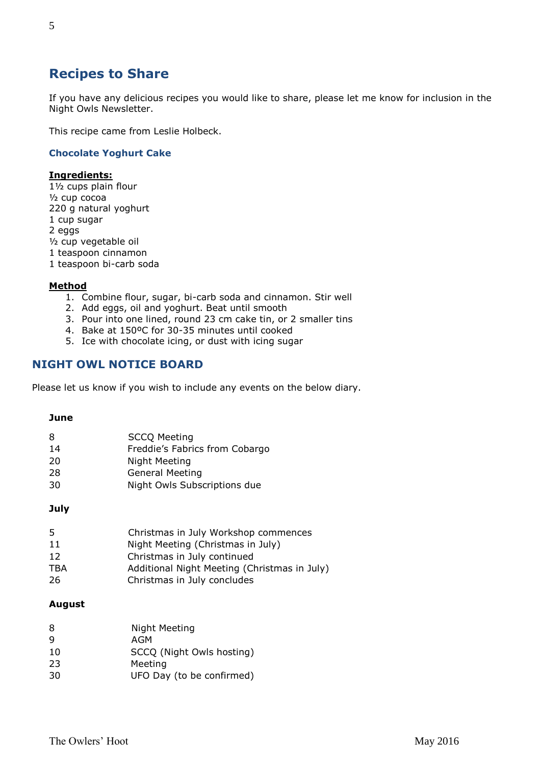## Recipes to Share

If you have any delicious recipes you would like to share, please let me know for inclusion in the Night Owls Newsletter.

This recipe came from Leslie Holbeck.

### Chocolate Yoghurt Cake

**Ingredients:**

1½ cups plain flour
½ cup cocoa
220 g natural yoghurt
1 cup sugar
2 eggs
½ cup vegetable oil
1 teaspoon cinnamon
1 teaspoon bi-carb soda

**Method**

1. Combine flour, sugar, bi-carb soda and cinnamon. Stir well
2. Add eggs, oil and yoghurt. Beat until smooth
3. Pour into one lined, round 23 cm cake tin, or 2 smaller tins
4. Bake at 150ºC for 30-35 minutes until cooked
5. Ice with chocolate icing, or dust with icing sugar

## NIGHT OWL NOTICE BOARD

Please let us know if you wish to include any events on the below diary.

**June**

| | |
|---|---|
| 8 | SCCQ Meeting |
| 14 | Freddie's Fabrics from Cobargo |
| 20 | Night Meeting |
| 28 | General Meeting |
| 30 | Night Owls Subscriptions due |

**July**

| | |
|---|---|
| 5 | Christmas in July Workshop commences |
| 11 | Night Meeting (Christmas in July) |
| 12 | Christmas in July continued |
| TBA | Additional Night Meeting (Christmas in July) |
| 26 | Christmas in July concludes |

**August**

| | |
|---|---|
| 8 | Night Meeting |
| 9 | AGM |
| 10 | SCCQ (Night Owls hosting) |
| 23 | Meeting |
| 30 | UFO Day (to be confirmed) |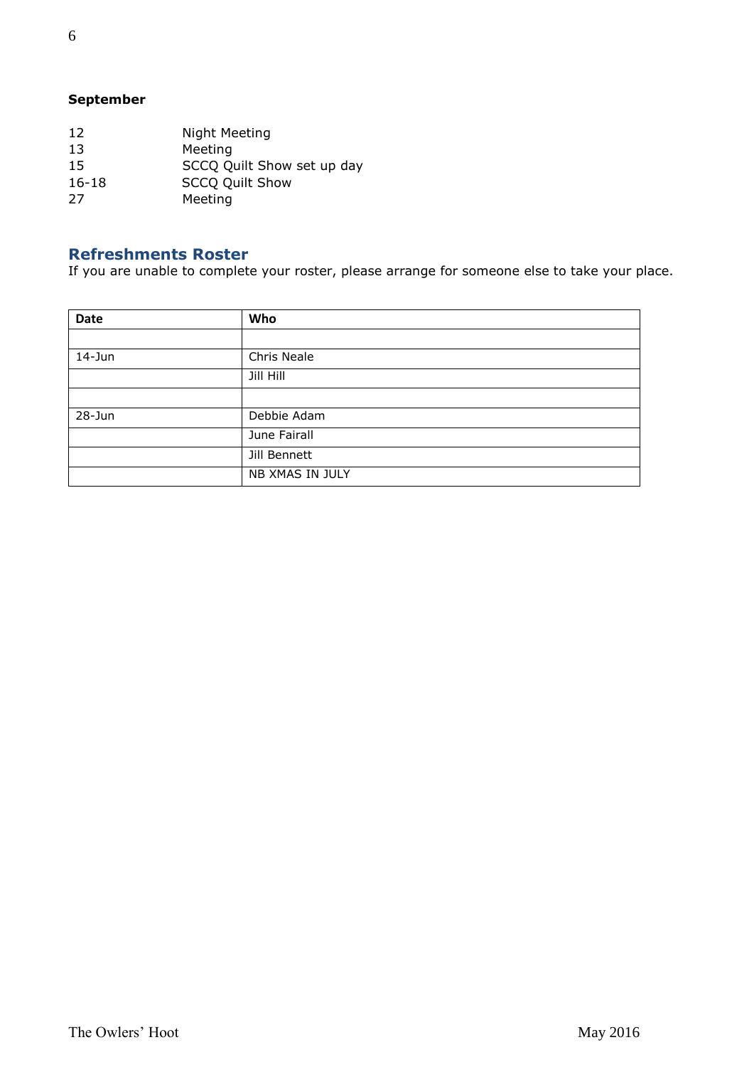**September**

| | |
|---|---|
| 12 | Night Meeting |
| 13 | Meeting |
| 15 | SCCQ Quilt Show set up day |
| 16-18 | SCCQ Quilt Show |
| 27 | Meeting |

## Refreshments Roster

If you are unable to complete your roster, please arrange for someone else to take your place.

| Date | Who |
|---|---|
| | |
| 14-Jun | Chris Neale |
| | Jill Hill |
| | |
| 28-Jun | Debbie Adam |
| | June Fairall |
| | Jill Bennett |
| | NB XMAS IN JULY |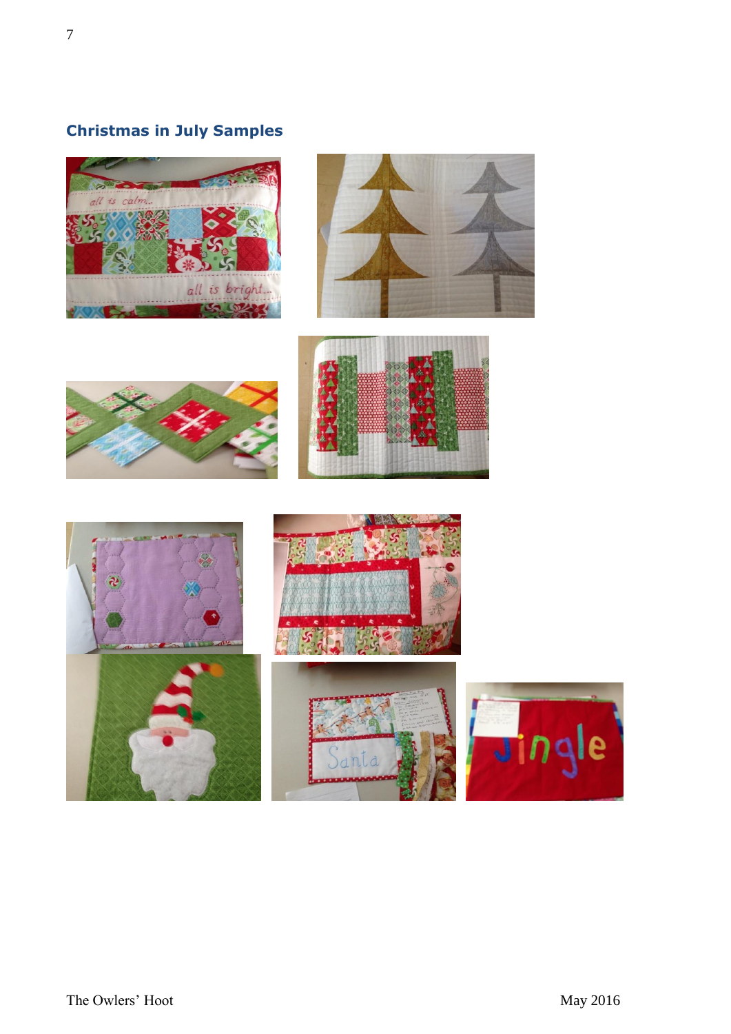## Christmas in July Samples